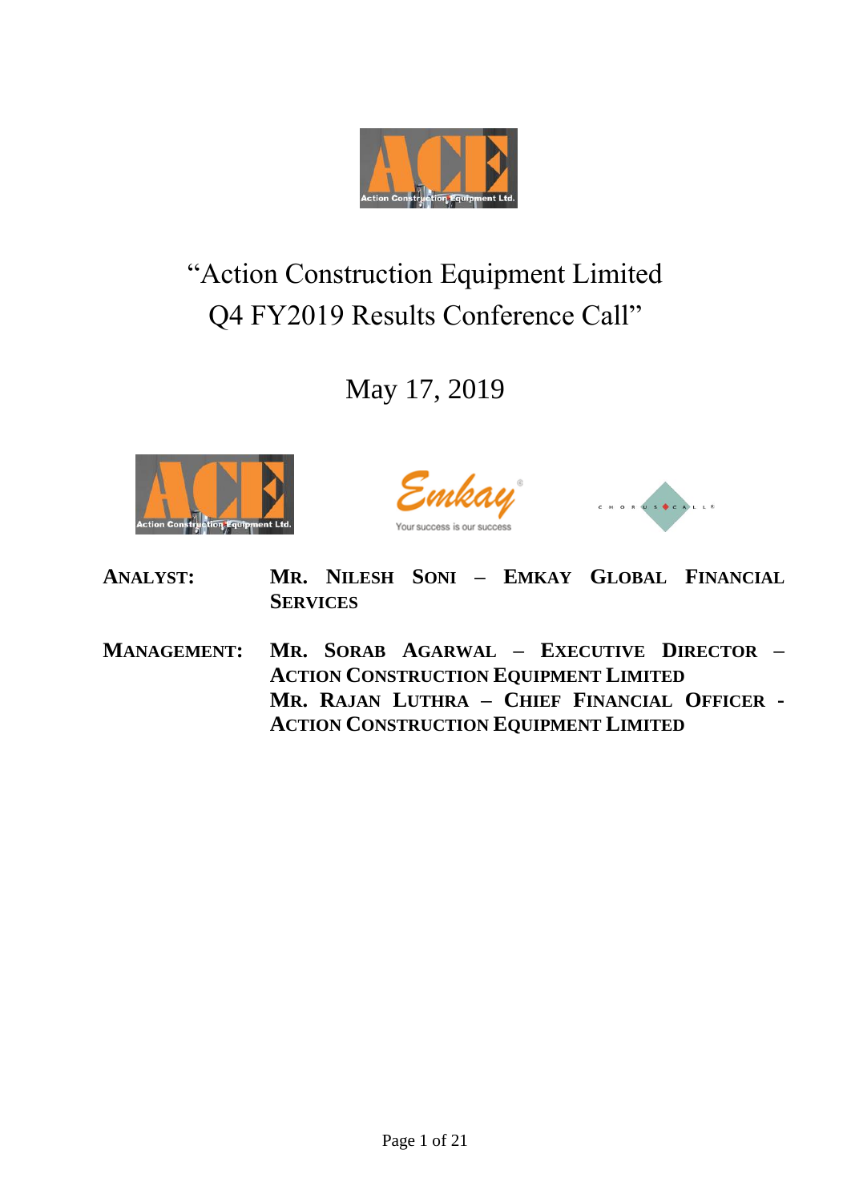# "Action Construction Equipment Limited Q4 FY2019 Results Conference Call"

## May 17, 2019

**ANALYST:** **MR. NILESH SONI – EMKAY GLOBAL FINANCIAL SERVICES**

**MANAGEMENT:** **MR. SORAB AGARWAL – EXECUTIVE DIRECTOR – ACTION CONSTRUCTION EQUIPMENT LIMITED**
**MR. RAJAN LUTHRA – CHIEF FINANCIAL OFFICER - ACTION CONSTRUCTION EQUIPMENT LIMITED**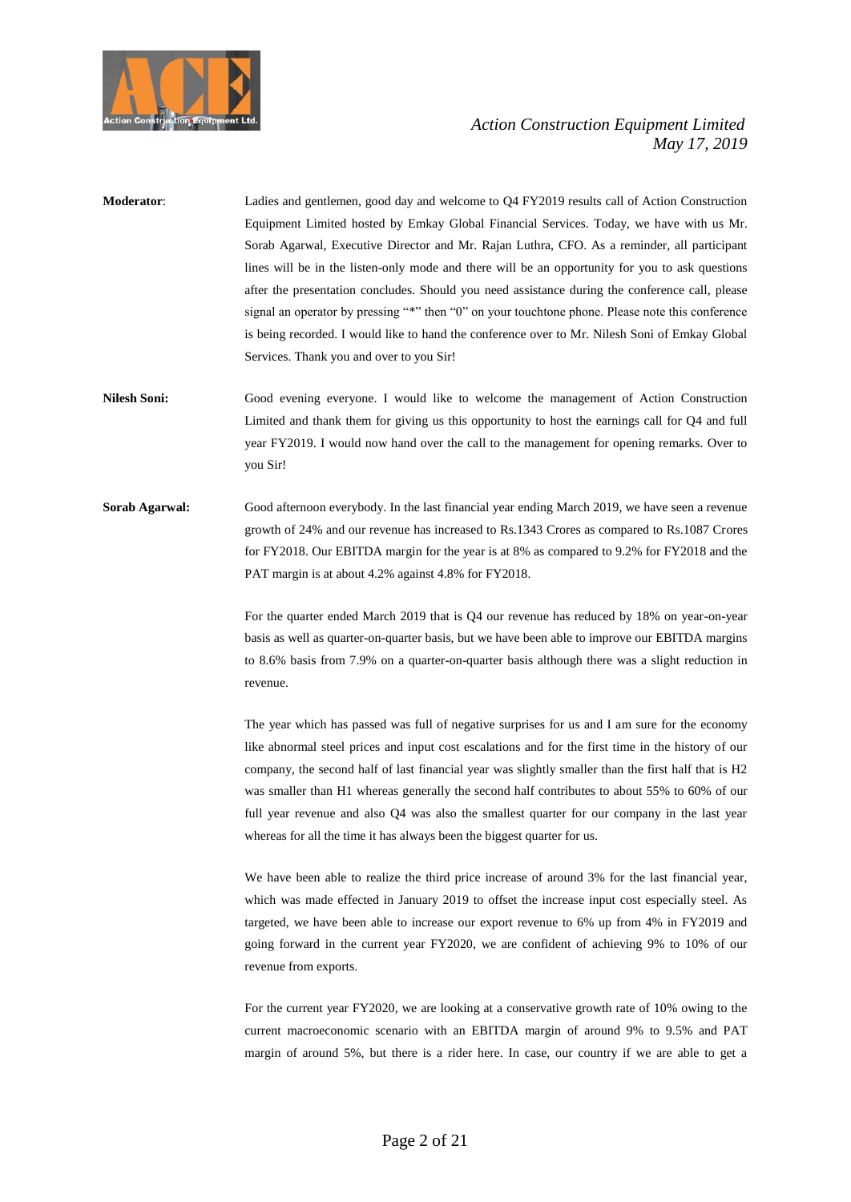**Moderator**: Ladies and gentlemen, good day and welcome to Q4 FY2019 results call of Action Construction Equipment Limited hosted by Emkay Global Financial Services. Today, we have with us Mr. Sorab Agarwal, Executive Director and Mr. Rajan Luthra, CFO. As a reminder, all participant lines will be in the listen-only mode and there will be an opportunity for you to ask questions after the presentation concludes. Should you need assistance during the conference call, please signal an operator by pressing "*" then "0" on your touchtone phone. Please note this conference is being recorded. I would like to hand the conference over to Mr. Nilesh Soni of Emkay Global Services. Thank you and over to you Sir!

**Nilesh Soni:** Good evening everyone. I would like to welcome the management of Action Construction Limited and thank them for giving us this opportunity to host the earnings call for Q4 and full year FY2019. I would now hand over the call to the management for opening remarks. Over to you Sir!

**Sorab Agarwal:** Good afternoon everybody. In the last financial year ending March 2019, we have seen a revenue growth of 24% and our revenue has increased to Rs.1343 Crores as compared to Rs.1087 Crores for FY2018. Our EBITDA margin for the year is at 8% as compared to 9.2% for FY2018 and the PAT margin is at about 4.2% against 4.8% for FY2018.

For the quarter ended March 2019 that is Q4 our revenue has reduced by 18% on year-on-year basis as well as quarter-on-quarter basis, but we have been able to improve our EBITDA margins to 8.6% basis from 7.9% on a quarter-on-quarter basis although there was a slight reduction in revenue.

The year which has passed was full of negative surprises for us and I am sure for the economy like abnormal steel prices and input cost escalations and for the first time in the history of our company, the second half of last financial year was slightly smaller than the first half that is H2 was smaller than H1 whereas generally the second half contributes to about 55% to 60% of our full year revenue and also Q4 was also the smallest quarter for our company in the last year whereas for all the time it has always been the biggest quarter for us.

We have been able to realize the third price increase of around 3% for the last financial year, which was made effected in January 2019 to offset the increase input cost especially steel. As targeted, we have been able to increase our export revenue to 6% up from 4% in FY2019 and going forward in the current year FY2020, we are confident of achieving 9% to 10% of our revenue from exports.

For the current year FY2020, we are looking at a conservative growth rate of 10% owing to the current macroeconomic scenario with an EBITDA margin of around 9% to 9.5% and PAT margin of around 5%, but there is a rider here. In case, our country if we are able to get a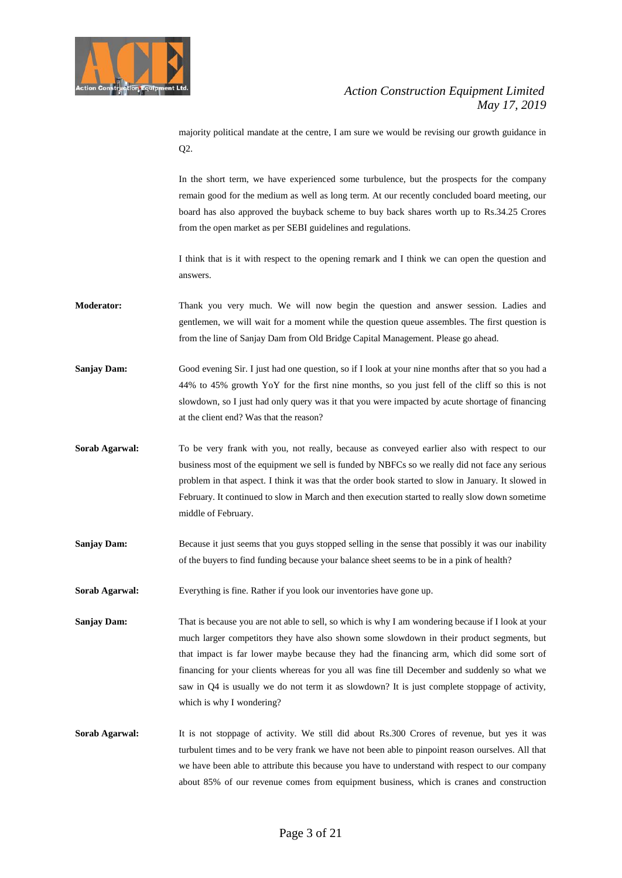majority political mandate at the centre, I am sure we would be revising our growth guidance in Q2.

In the short term, we have experienced some turbulence, but the prospects for the company remain good for the medium as well as long term. At our recently concluded board meeting, our board has also approved the buyback scheme to buy back shares worth up to Rs.34.25 Crores from the open market as per SEBI guidelines and regulations.

I think that is it with respect to the opening remark and I think we can open the question and answers.

**Moderator:** Thank you very much. We will now begin the question and answer session. Ladies and gentlemen, we will wait for a moment while the question queue assembles. The first question is from the line of Sanjay Dam from Old Bridge Capital Management. Please go ahead.

**Sanjay Dam:** Good evening Sir. I just had one question, so if I look at your nine months after that so you had a 44% to 45% growth YoY for the first nine months, so you just fell of the cliff so this is not slowdown, so I just had only query was it that you were impacted by acute shortage of financing at the client end? Was that the reason?

**Sorab Agarwal:** To be very frank with you, not really, because as conveyed earlier also with respect to our business most of the equipment we sell is funded by NBFCs so we really did not face any serious problem in that aspect. I think it was that the order book started to slow in January. It slowed in February. It continued to slow in March and then execution started to really slow down sometime middle of February.

**Sanjay Dam:** Because it just seems that you guys stopped selling in the sense that possibly it was our inability of the buyers to find funding because your balance sheet seems to be in a pink of health?

**Sorab Agarwal:** Everything is fine. Rather if you look our inventories have gone up.

**Sanjay Dam:** That is because you are not able to sell, so which is why I am wondering because if I look at your much larger competitors they have also shown some slowdown in their product segments, but that impact is far lower maybe because they had the financing arm, which did some sort of financing for your clients whereas for you all was fine till December and suddenly so what we saw in Q4 is usually we do not term it as slowdown? It is just complete stoppage of activity, which is why I wondering?

**Sorab Agarwal:** It is not stoppage of activity. We still did about Rs.300 Crores of revenue, but yes it was turbulent times and to be very frank we have not been able to pinpoint reason ourselves. All that we have been able to attribute this because you have to understand with respect to our company about 85% of our revenue comes from equipment business, which is cranes and construction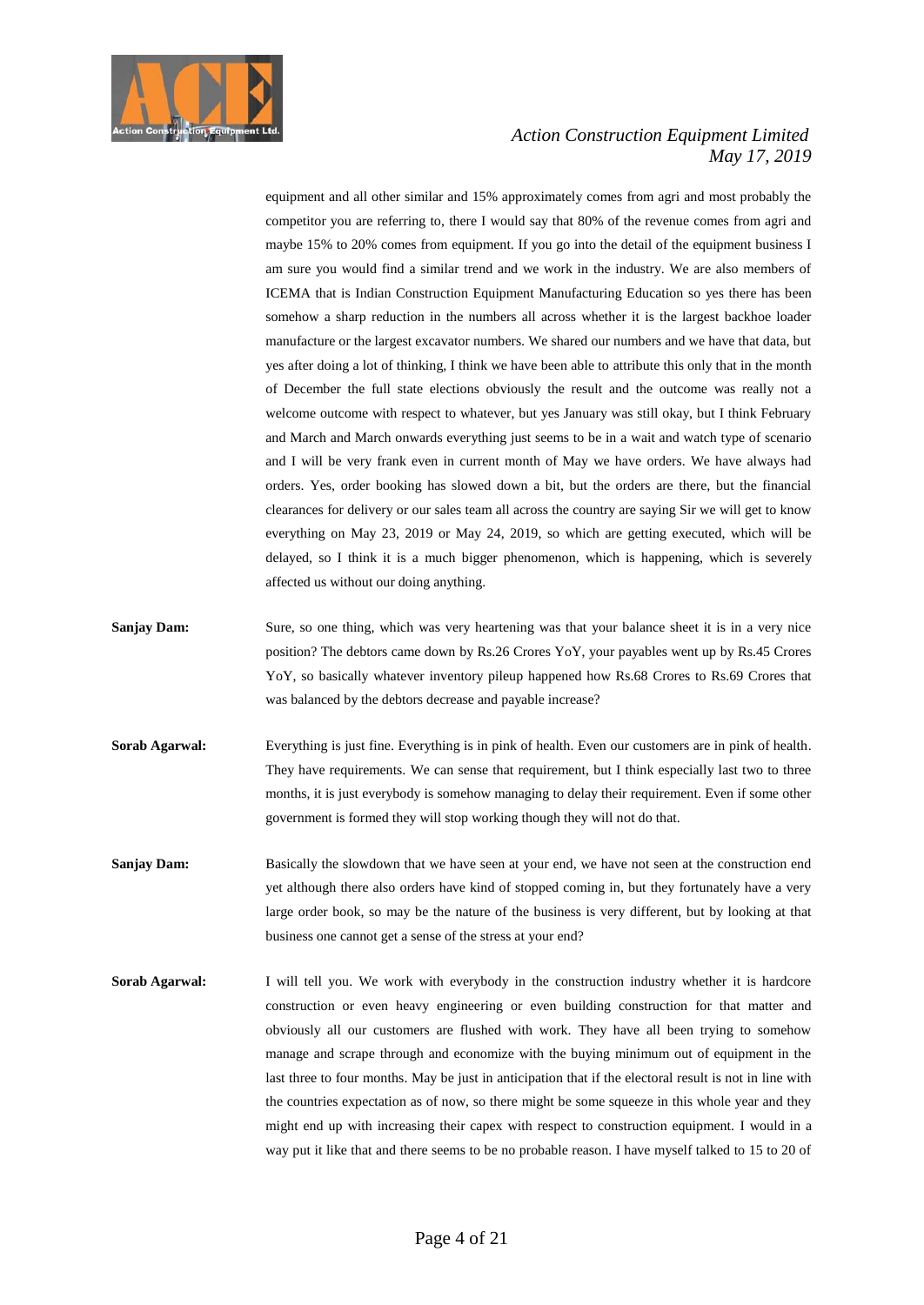equipment and all other similar and 15% approximately comes from agri and most probably the competitor you are referring to, there I would say that 80% of the revenue comes from agri and maybe 15% to 20% comes from equipment. If you go into the detail of the equipment business I am sure you would find a similar trend and we work in the industry. We are also members of ICEMA that is Indian Construction Equipment Manufacturing Education so yes there has been somehow a sharp reduction in the numbers all across whether it is the largest backhoe loader manufacture or the largest excavator numbers. We shared our numbers and we have that data, but yes after doing a lot of thinking, I think we have been able to attribute this only that in the month of December the full state elections obviously the result and the outcome was really not a welcome outcome with respect to whatever, but yes January was still okay, but I think February and March and March onwards everything just seems to be in a wait and watch type of scenario and I will be very frank even in current month of May we have orders. We have always had orders. Yes, order booking has slowed down a bit, but the orders are there, but the financial clearances for delivery or our sales team all across the country are saying Sir we will get to know everything on May 23, 2019 or May 24, 2019, so which are getting executed, which will be delayed, so I think it is a much bigger phenomenon, which is happening, which is severely affected us without our doing anything.

**Sanjay Dam:** Sure, so one thing, which was very heartening was that your balance sheet it is in a very nice position? The debtors came down by Rs.26 Crores YoY, your payables went up by Rs.45 Crores YoY, so basically whatever inventory pileup happened how Rs.68 Crores to Rs.69 Crores that was balanced by the debtors decrease and payable increase?

**Sorab Agarwal:** Everything is just fine. Everything is in pink of health. Even our customers are in pink of health. They have requirements. We can sense that requirement, but I think especially last two to three months, it is just everybody is somehow managing to delay their requirement. Even if some other government is formed they will stop working though they will not do that.

**Sanjay Dam:** Basically the slowdown that we have seen at your end, we have not seen at the construction end yet although there also orders have kind of stopped coming in, but they fortunately have a very large order book, so may be the nature of the business is very different, but by looking at that business one cannot get a sense of the stress at your end?

**Sorab Agarwal:** I will tell you. We work with everybody in the construction industry whether it is hardcore construction or even heavy engineering or even building construction for that matter and obviously all our customers are flushed with work. They have all been trying to somehow manage and scrape through and economize with the buying minimum out of equipment in the last three to four months. May be just in anticipation that if the electoral result is not in line with the countries expectation as of now, so there might be some squeeze in this whole year and they might end up with increasing their capex with respect to construction equipment. I would in a way put it like that and there seems to be no probable reason. I have myself talked to 15 to 20 of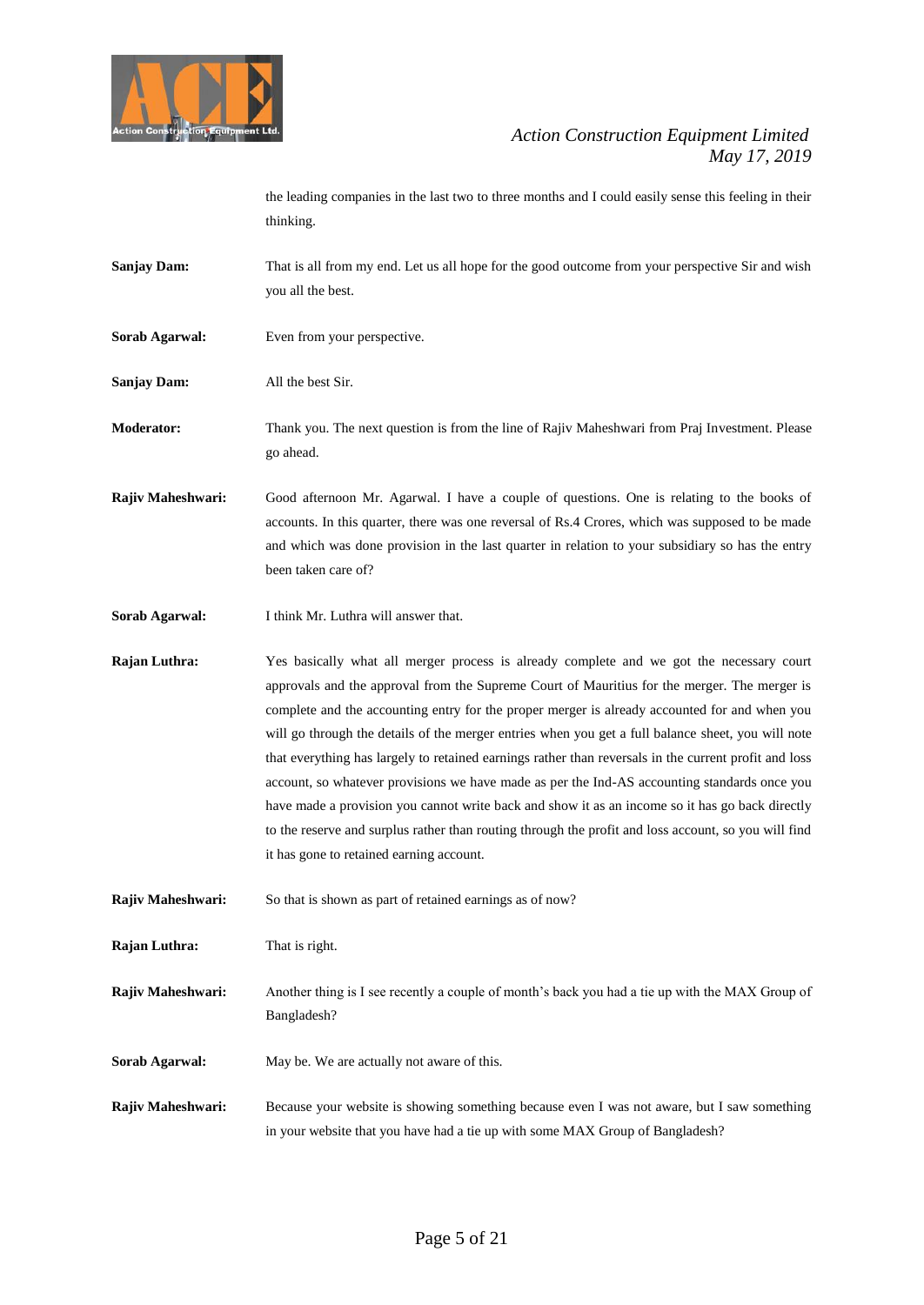the leading companies in the last two to three months and I could easily sense this feeling in their thinking.

**Sanjay Dam:** That is all from my end. Let us all hope for the good outcome from your perspective Sir and wish you all the best.

**Sorab Agarwal:** Even from your perspective.

**Sanjay Dam:** All the best Sir.

**Moderator:** Thank you. The next question is from the line of Rajiv Maheshwari from Praj Investment. Please go ahead.

**Rajiv Maheshwari:** Good afternoon Mr. Agarwal. I have a couple of questions. One is relating to the books of accounts. In this quarter, there was one reversal of Rs.4 Crores, which was supposed to be made and which was done provision in the last quarter in relation to your subsidiary so has the entry been taken care of?

**Sorab Agarwal:** I think Mr. Luthra will answer that.

**Rajan Luthra:** Yes basically what all merger process is already complete and we got the necessary court approvals and the approval from the Supreme Court of Mauritius for the merger. The merger is complete and the accounting entry for the proper merger is already accounted for and when you will go through the details of the merger entries when you get a full balance sheet, you will note that everything has largely to retained earnings rather than reversals in the current profit and loss account, so whatever provisions we have made as per the Ind-AS accounting standards once you have made a provision you cannot write back and show it as an income so it has go back directly to the reserve and surplus rather than routing through the profit and loss account, so you will find it has gone to retained earning account.

**Rajiv Maheshwari:** So that is shown as part of retained earnings as of now?

**Rajan Luthra:** That is right.

**Rajiv Maheshwari:** Another thing is I see recently a couple of month's back you had a tie up with the MAX Group of Bangladesh?

**Sorab Agarwal:** May be. We are actually not aware of this.

**Rajiv Maheshwari:** Because your website is showing something because even I was not aware, but I saw something in your website that you have had a tie up with some MAX Group of Bangladesh?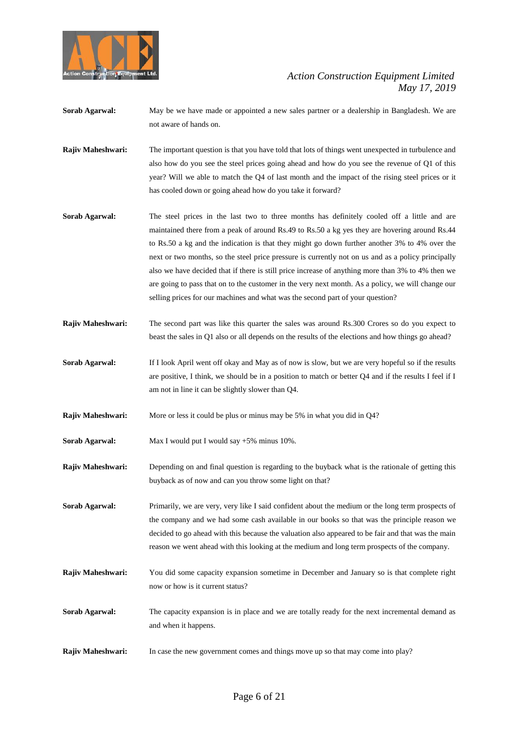**Sorab Agarwal:** May be we have made or appointed a new sales partner or a dealership in Bangladesh. We are not aware of hands on.

**Rajiv Maheshwari:** The important question is that you have told that lots of things went unexpected in turbulence and also how do you see the steel prices going ahead and how do you see the revenue of Q1 of this year? Will we able to match the Q4 of last month and the impact of the rising steel prices or it has cooled down or going ahead how do you take it forward?

**Sorab Agarwal:** The steel prices in the last two to three months has definitely cooled off a little and are maintained there from a peak of around Rs.49 to Rs.50 a kg yes they are hovering around Rs.44 to Rs.50 a kg and the indication is that they might go down further another 3% to 4% over the next or two months, so the steel price pressure is currently not on us and as a policy principally also we have decided that if there is still price increase of anything more than 3% to 4% then we are going to pass that on to the customer in the very next month. As a policy, we will change our selling prices for our machines and what was the second part of your question?

**Rajiv Maheshwari:** The second part was like this quarter the sales was around Rs.300 Crores so do you expect to beast the sales in Q1 also or all depends on the results of the elections and how things go ahead?

**Sorab Agarwal:** If I look April went off okay and May as of now is slow, but we are very hopeful so if the results are positive, I think, we should be in a position to match or better Q4 and if the results I feel if I am not in line it can be slightly slower than Q4.

**Rajiv Maheshwari:** More or less it could be plus or minus may be 5% in what you did in Q4?

**Sorab Agarwal:** Max I would put I would say +5% minus 10%.

**Rajiv Maheshwari:** Depending on and final question is regarding to the buyback what is the rationale of getting this buyback as of now and can you throw some light on that?

**Sorab Agarwal:** Primarily, we are very, very like I said confident about the medium or the long term prospects of the company and we had some cash available in our books so that was the principle reason we decided to go ahead with this because the valuation also appeared to be fair and that was the main reason we went ahead with this looking at the medium and long term prospects of the company.

**Rajiv Maheshwari:** You did some capacity expansion sometime in December and January so is that complete right now or how is it current status?

**Sorab Agarwal:** The capacity expansion is in place and we are totally ready for the next incremental demand as and when it happens.

**Rajiv Maheshwari:** In case the new government comes and things move up so that may come into play?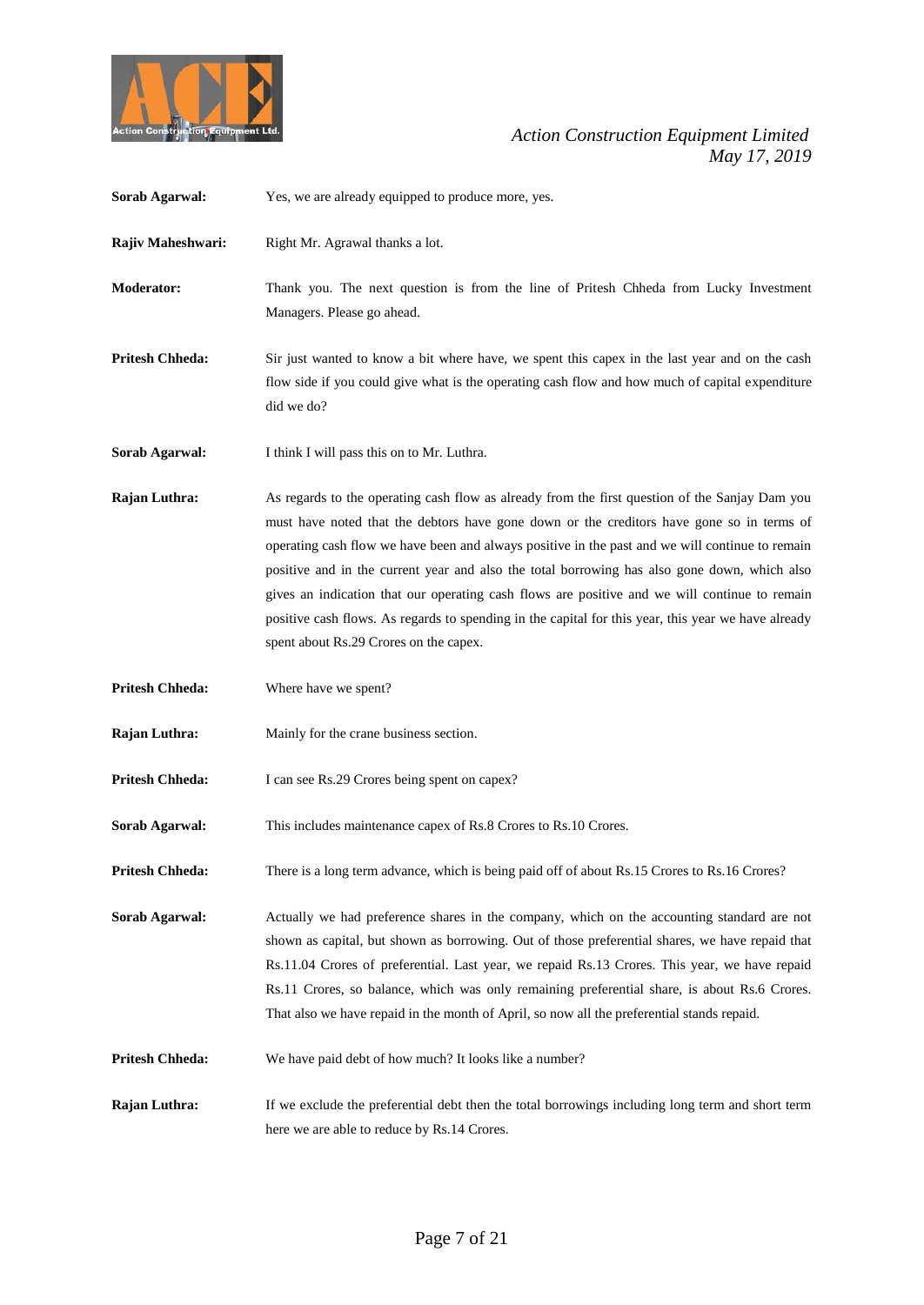**Sorab Agarwal:** Yes, we are already equipped to produce more, yes.

**Rajiv Maheshwari:** Right Mr. Agrawal thanks a lot.

**Moderator:** Thank you. The next question is from the line of Pritesh Chheda from Lucky Investment Managers. Please go ahead.

**Pritesh Chheda:** Sir just wanted to know a bit where have, we spent this capex in the last year and on the cash flow side if you could give what is the operating cash flow and how much of capital expenditure did we do?

**Sorab Agarwal:** I think I will pass this on to Mr. Luthra.

**Rajan Luthra:** As regards to the operating cash flow as already from the first question of the Sanjay Dam you must have noted that the debtors have gone down or the creditors have gone so in terms of operating cash flow we have been and always positive in the past and we will continue to remain positive and in the current year and also the total borrowing has also gone down, which also gives an indication that our operating cash flows are positive and we will continue to remain positive cash flows. As regards to spending in the capital for this year, this year we have already spent about Rs.29 Crores on the capex.

**Pritesh Chheda:** Where have we spent?

**Rajan Luthra:** Mainly for the crane business section.

**Pritesh Chheda:** I can see Rs.29 Crores being spent on capex?

**Sorab Agarwal:** This includes maintenance capex of Rs.8 Crores to Rs.10 Crores.

**Pritesh Chheda:** There is a long term advance, which is being paid off of about Rs.15 Crores to Rs.16 Crores?

**Sorab Agarwal:** Actually we had preference shares in the company, which on the accounting standard are not shown as capital, but shown as borrowing. Out of those preferential shares, we have repaid that Rs.11.04 Crores of preferential. Last year, we repaid Rs.13 Crores. This year, we have repaid Rs.11 Crores, so balance, which was only remaining preferential share, is about Rs.6 Crores. That also we have repaid in the month of April, so now all the preferential stands repaid.

**Pritesh Chheda:** We have paid debt of how much? It looks like a number?

**Rajan Luthra:** If we exclude the preferential debt then the total borrowings including long term and short term here we are able to reduce by Rs.14 Crores.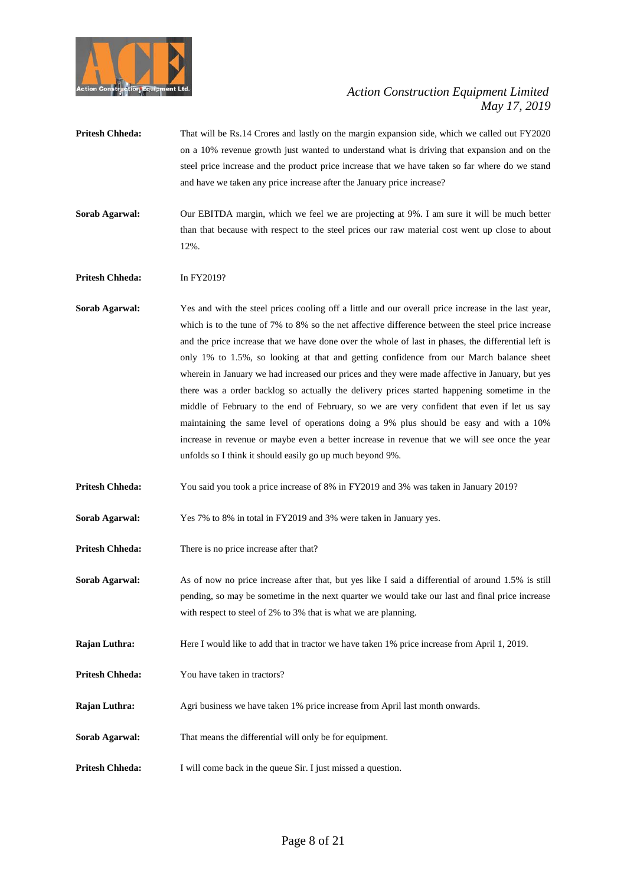**Pritesh Chheda:** That will be Rs.14 Crores and lastly on the margin expansion side, which we called out FY2020 on a 10% revenue growth just wanted to understand what is driving that expansion and on the steel price increase and the product price increase that we have taken so far where do we stand and have we taken any price increase after the January price increase?

**Sorab Agarwal:** Our EBITDA margin, which we feel we are projecting at 9%. I am sure it will be much better than that because with respect to the steel prices our raw material cost went up close to about 12%.

**Pritesh Chheda:** In FY2019?

**Sorab Agarwal:** Yes and with the steel prices cooling off a little and our overall price increase in the last year, which is to the tune of 7% to 8% so the net affective difference between the steel price increase and the price increase that we have done over the whole of last in phases, the differential left is only 1% to 1.5%, so looking at that and getting confidence from our March balance sheet wherein in January we had increased our prices and they were made affective in January, but yes there was a order backlog so actually the delivery prices started happening sometime in the middle of February to the end of February, so we are very confident that even if let us say maintaining the same level of operations doing a 9% plus should be easy and with a 10% increase in revenue or maybe even a better increase in revenue that we will see once the year unfolds so I think it should easily go up much beyond 9%.

**Pritesh Chheda:** You said you took a price increase of 8% in FY2019 and 3% was taken in January 2019?

**Sorab Agarwal:** Yes 7% to 8% in total in FY2019 and 3% were taken in January yes.

**Pritesh Chheda:** There is no price increase after that?

**Sorab Agarwal:** As of now no price increase after that, but yes like I said a differential of around 1.5% is still pending, so may be sometime in the next quarter we would take our last and final price increase with respect to steel of 2% to 3% that is what we are planning.

**Rajan Luthra:** Here I would like to add that in tractor we have taken 1% price increase from April 1, 2019.

**Pritesh Chheda:** You have taken in tractors?

**Rajan Luthra:** Agri business we have taken 1% price increase from April last month onwards.

**Sorab Agarwal:** That means the differential will only be for equipment.

**Pritesh Chheda:** I will come back in the queue Sir. I just missed a question.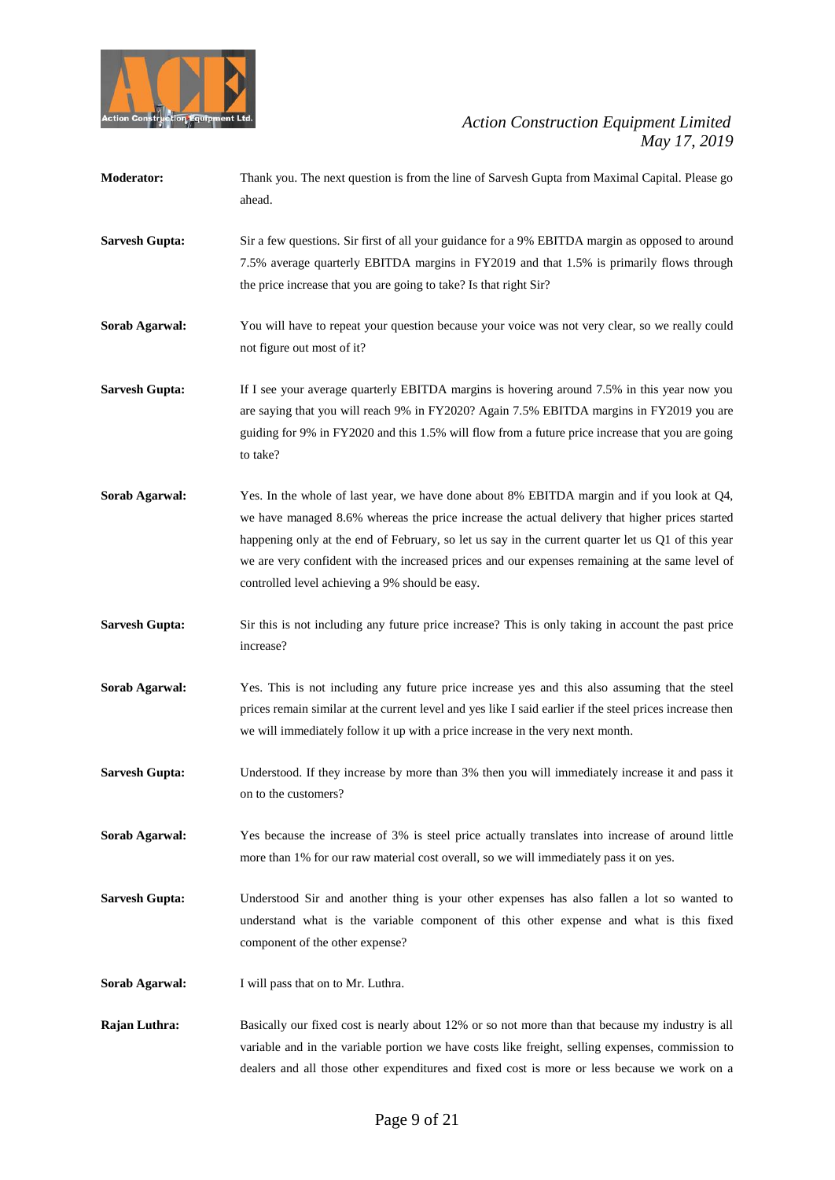**Moderator:** Thank you. The next question is from the line of Sarvesh Gupta from Maximal Capital. Please go ahead.

**Sarvesh Gupta:** Sir a few questions. Sir first of all your guidance for a 9% EBITDA margin as opposed to around 7.5% average quarterly EBITDA margins in FY2019 and that 1.5% is primarily flows through the price increase that you are going to take? Is that right Sir?

**Sorab Agarwal:** You will have to repeat your question because your voice was not very clear, so we really could not figure out most of it?

**Sarvesh Gupta:** If I see your average quarterly EBITDA margins is hovering around 7.5% in this year now you are saying that you will reach 9% in FY2020? Again 7.5% EBITDA margins in FY2019 you are guiding for 9% in FY2020 and this 1.5% will flow from a future price increase that you are going to take?

**Sorab Agarwal:** Yes. In the whole of last year, we have done about 8% EBITDA margin and if you look at Q4, we have managed 8.6% whereas the price increase the actual delivery that higher prices started happening only at the end of February, so let us say in the current quarter let us Q1 of this year we are very confident with the increased prices and our expenses remaining at the same level of controlled level achieving a 9% should be easy.

**Sarvesh Gupta:** Sir this is not including any future price increase? This is only taking in account the past price increase?

**Sorab Agarwal:** Yes. This is not including any future price increase yes and this also assuming that the steel prices remain similar at the current level and yes like I said earlier if the steel prices increase then we will immediately follow it up with a price increase in the very next month.

**Sarvesh Gupta:** Understood. If they increase by more than 3% then you will immediately increase it and pass it on to the customers?

**Sorab Agarwal:** Yes because the increase of 3% is steel price actually translates into increase of around little more than 1% for our raw material cost overall, so we will immediately pass it on yes.

**Sarvesh Gupta:** Understood Sir and another thing is your other expenses has also fallen a lot so wanted to understand what is the variable component of this other expense and what is this fixed component of the other expense?

**Sorab Agarwal:** I will pass that on to Mr. Luthra.

**Rajan Luthra:** Basically our fixed cost is nearly about 12% or so not more than that because my industry is all variable and in the variable portion we have costs like freight, selling expenses, commission to dealers and all those other expenditures and fixed cost is more or less because we work on a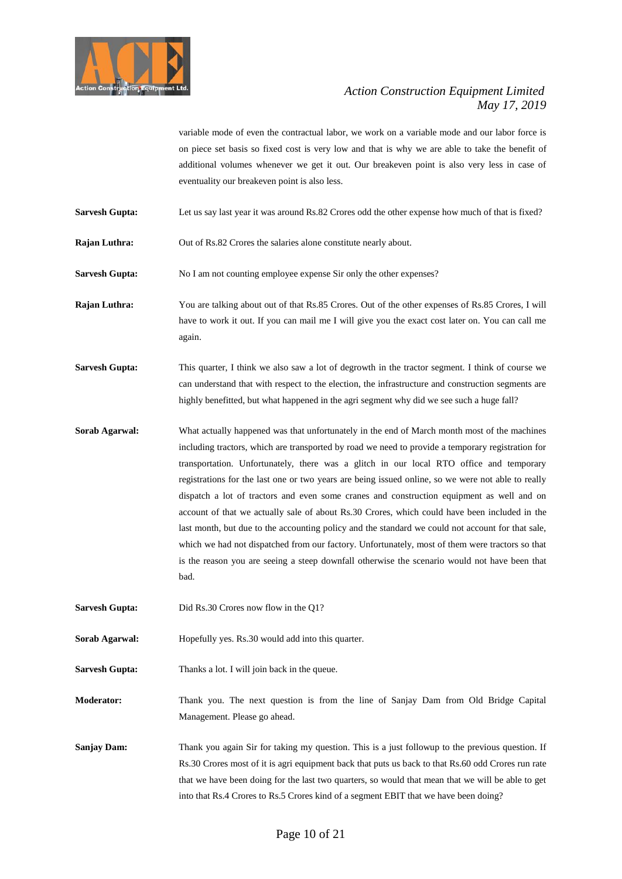variable mode of even the contractual labor, we work on a variable mode and our labor force is on piece set basis so fixed cost is very low and that is why we are able to take the benefit of additional volumes whenever we get it out. Our breakeven point is also very less in case of eventuality our breakeven point is also less.

**Sarvesh Gupta:** Let us say last year it was around Rs.82 Crores odd the other expense how much of that is fixed?

**Rajan Luthra:** Out of Rs.82 Crores the salaries alone constitute nearly about.

**Sarvesh Gupta:** No I am not counting employee expense Sir only the other expenses?

**Rajan Luthra:** You are talking about out of that Rs.85 Crores. Out of the other expenses of Rs.85 Crores, I will have to work it out. If you can mail me I will give you the exact cost later on. You can call me again.

**Sarvesh Gupta:** This quarter, I think we also saw a lot of degrowth in the tractor segment. I think of course we can understand that with respect to the election, the infrastructure and construction segments are highly benefitted, but what happened in the agri segment why did we see such a huge fall?

**Sorab Agarwal:** What actually happened was that unfortunately in the end of March month most of the machines including tractors, which are transported by road we need to provide a temporary registration for transportation. Unfortunately, there was a glitch in our local RTO office and temporary registrations for the last one or two years are being issued online, so we were not able to really dispatch a lot of tractors and even some cranes and construction equipment as well and on account of that we actually sale of about Rs.30 Crores, which could have been included in the last month, but due to the accounting policy and the standard we could not account for that sale, which we had not dispatched from our factory. Unfortunately, most of them were tractors so that is the reason you are seeing a steep downfall otherwise the scenario would not have been that bad.

**Sarvesh Gupta:** Did Rs.30 Crores now flow in the Q1?

**Sorab Agarwal:** Hopefully yes. Rs.30 would add into this quarter.

**Sarvesh Gupta:** Thanks a lot. I will join back in the queue.

**Moderator:** Thank you. The next question is from the line of Sanjay Dam from Old Bridge Capital Management. Please go ahead.

**Sanjay Dam:** Thank you again Sir for taking my question. This is a just followup to the previous question. If Rs.30 Crores most of it is agri equipment back that puts us back to that Rs.60 odd Crores run rate that we have been doing for the last two quarters, so would that mean that we will be able to get into that Rs.4 Crores to Rs.5 Crores kind of a segment EBIT that we have been doing?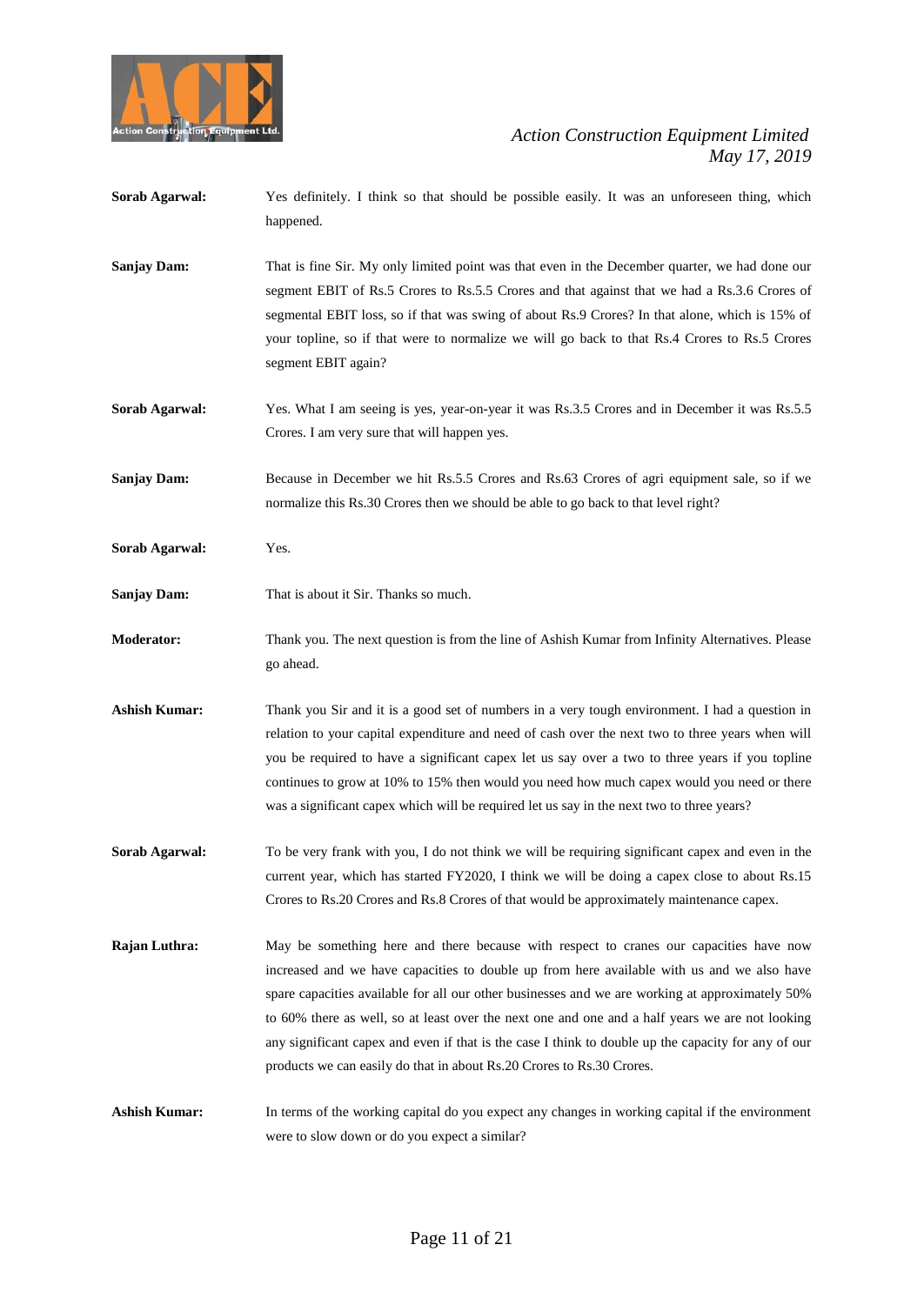**Sorab Agarwal:** Yes definitely. I think so that should be possible easily. It was an unforeseen thing, which happened.

**Sanjay Dam:** That is fine Sir. My only limited point was that even in the December quarter, we had done our segment EBIT of Rs.5 Crores to Rs.5.5 Crores and that against that we had a Rs.3.6 Crores of segmental EBIT loss, so if that was swing of about Rs.9 Crores? In that alone, which is 15% of your topline, so if that were to normalize we will go back to that Rs.4 Crores to Rs.5 Crores segment EBIT again?

**Sorab Agarwal:** Yes. What I am seeing is yes, year-on-year it was Rs.3.5 Crores and in December it was Rs.5.5 Crores. I am very sure that will happen yes.

**Sanjay Dam:** Because in December we hit Rs.5.5 Crores and Rs.63 Crores of agri equipment sale, so if we normalize this Rs.30 Crores then we should be able to go back to that level right?

**Sorab Agarwal:** Yes.

**Sanjay Dam:** That is about it Sir. Thanks so much.

**Moderator:** Thank you. The next question is from the line of Ashish Kumar from Infinity Alternatives. Please go ahead.

**Ashish Kumar:** Thank you Sir and it is a good set of numbers in a very tough environment. I had a question in relation to your capital expenditure and need of cash over the next two to three years when will you be required to have a significant capex let us say over a two to three years if you topline continues to grow at 10% to 15% then would you need how much capex would you need or there was a significant capex which will be required let us say in the next two to three years?

**Sorab Agarwal:** To be very frank with you, I do not think we will be requiring significant capex and even in the current year, which has started FY2020, I think we will be doing a capex close to about Rs.15 Crores to Rs.20 Crores and Rs.8 Crores of that would be approximately maintenance capex.

**Rajan Luthra:** May be something here and there because with respect to cranes our capacities have now increased and we have capacities to double up from here available with us and we also have spare capacities available for all our other businesses and we are working at approximately 50% to 60% there as well, so at least over the next one and one and a half years we are not looking any significant capex and even if that is the case I think to double up the capacity for any of our products we can easily do that in about Rs.20 Crores to Rs.30 Crores.

**Ashish Kumar:** In terms of the working capital do you expect any changes in working capital if the environment were to slow down or do you expect a similar?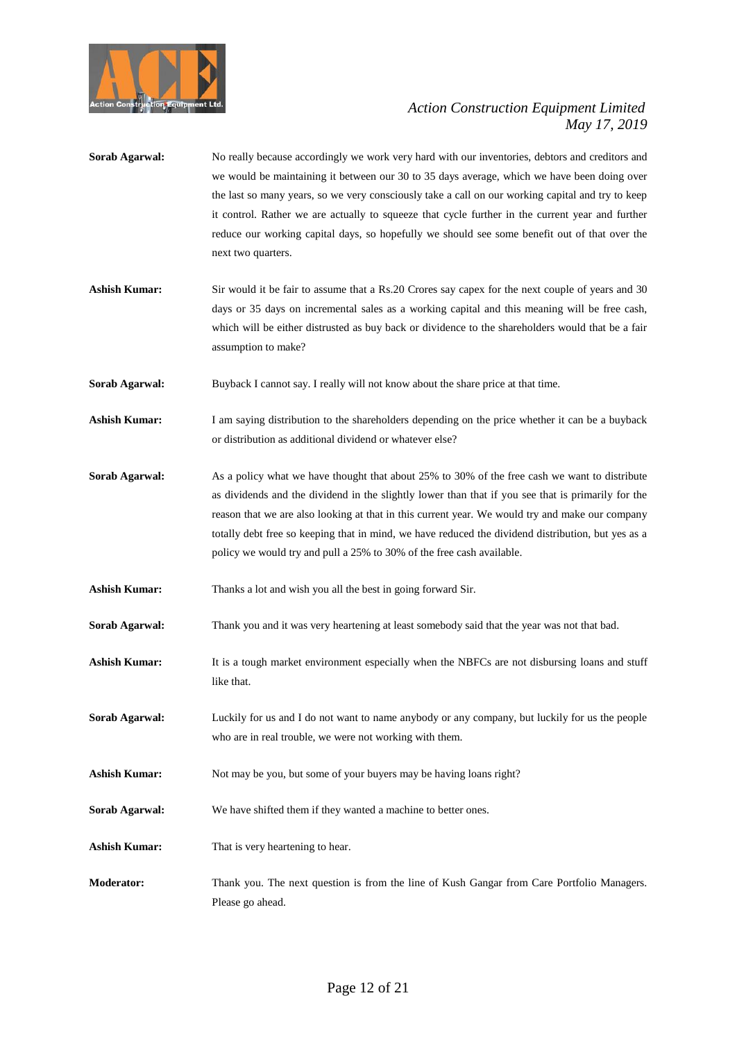**Sorab Agarwal:** No really because accordingly we work very hard with our inventories, debtors and creditors and we would be maintaining it between our 30 to 35 days average, which we have been doing over the last so many years, so we very consciously take a call on our working capital and try to keep it control. Rather we are actually to squeeze that cycle further in the current year and further reduce our working capital days, so hopefully we should see some benefit out of that over the next two quarters.

**Ashish Kumar:** Sir would it be fair to assume that a Rs.20 Crores say capex for the next couple of years and 30 days or 35 days on incremental sales as a working capital and this meaning will be free cash, which will be either distrusted as buy back or dividence to the shareholders would that be a fair assumption to make?

**Sorab Agarwal:** Buyback I cannot say. I really will not know about the share price at that time.

**Ashish Kumar:** I am saying distribution to the shareholders depending on the price whether it can be a buyback or distribution as additional dividend or whatever else?

**Sorab Agarwal:** As a policy what we have thought that about 25% to 30% of the free cash we want to distribute as dividends and the dividend in the slightly lower than that if you see that is primarily for the reason that we are also looking at that in this current year. We would try and make our company totally debt free so keeping that in mind, we have reduced the dividend distribution, but yes as a policy we would try and pull a 25% to 30% of the free cash available.

**Ashish Kumar:** Thanks a lot and wish you all the best in going forward Sir.

**Sorab Agarwal:** Thank you and it was very heartening at least somebody said that the year was not that bad.

**Ashish Kumar:** It is a tough market environment especially when the NBFCs are not disbursing loans and stuff like that.

**Sorab Agarwal:** Luckily for us and I do not want to name anybody or any company, but luckily for us the people who are in real trouble, we were not working with them.

**Ashish Kumar:** Not may be you, but some of your buyers may be having loans right?

**Sorab Agarwal:** We have shifted them if they wanted a machine to better ones.

**Ashish Kumar:** That is very heartening to hear.

**Moderator:** Thank you. The next question is from the line of Kush Gangar from Care Portfolio Managers. Please go ahead.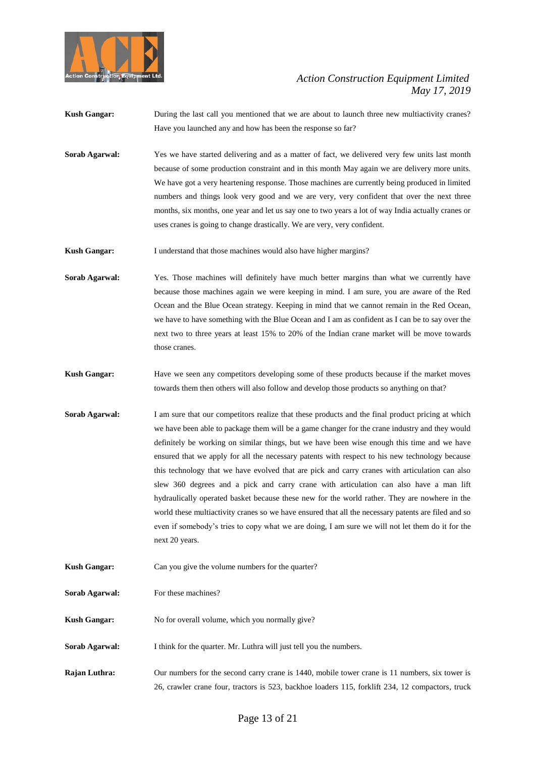**Kush Gangar:** During the last call you mentioned that we are about to launch three new multiactivity cranes? Have you launched any and how has been the response so far?

**Sorab Agarwal:** Yes we have started delivering and as a matter of fact, we delivered very few units last month because of some production constraint and in this month May again we are delivery more units. We have got a very heartening response. Those machines are currently being produced in limited numbers and things look very good and we are very, very confident that over the next three months, six months, one year and let us say one to two years a lot of way India actually cranes or uses cranes is going to change drastically. We are very, very confident.

**Kush Gangar:** I understand that those machines would also have higher margins?

**Sorab Agarwal:** Yes. Those machines will definitely have much better margins than what we currently have because those machines again we were keeping in mind. I am sure, you are aware of the Red Ocean and the Blue Ocean strategy. Keeping in mind that we cannot remain in the Red Ocean, we have to have something with the Blue Ocean and I am as confident as I can be to say over the next two to three years at least 15% to 20% of the Indian crane market will be move towards those cranes.

**Kush Gangar:** Have we seen any competitors developing some of these products because if the market moves towards them then others will also follow and develop those products so anything on that?

**Sorab Agarwal:** I am sure that our competitors realize that these products and the final product pricing at which we have been able to package them will be a game changer for the crane industry and they would definitely be working on similar things, but we have been wise enough this time and we have ensured that we apply for all the necessary patents with respect to his new technology because this technology that we have evolved that are pick and carry cranes with articulation can also slew 360 degrees and a pick and carry crane with articulation can also have a man lift hydraulically operated basket because these new for the world rather. They are nowhere in the world these multiactivity cranes so we have ensured that all the necessary patents are filed and so even if somebody's tries to copy what we are doing, I am sure we will not let them do it for the next 20 years.

**Kush Gangar:** Can you give the volume numbers for the quarter?

**Sorab Agarwal:** For these machines?

**Kush Gangar:** No for overall volume, which you normally give?

**Sorab Agarwal:** I think for the quarter. Mr. Luthra will just tell you the numbers.

**Rajan Luthra:** Our numbers for the second carry crane is 1440, mobile tower crane is 11 numbers, six tower is 26, crawler crane four, tractors is 523, backhoe loaders 115, forklift 234, 12 compactors, truck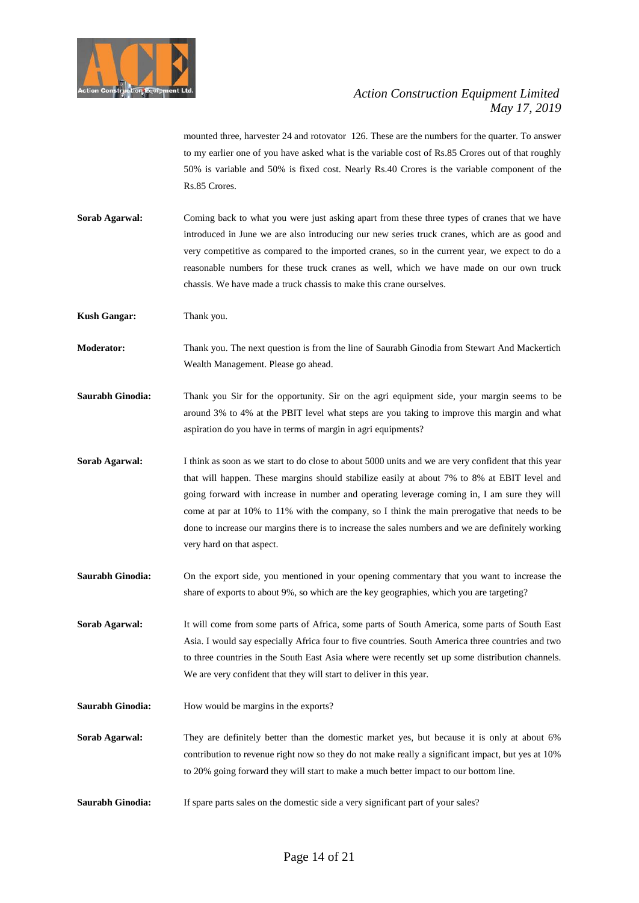mounted three, harvester 24 and rotovator 126. These are the numbers for the quarter. To answer to my earlier one of you have asked what is the variable cost of Rs.85 Crores out of that roughly 50% is variable and 50% is fixed cost. Nearly Rs.40 Crores is the variable component of the Rs.85 Crores.

**Sorab Agarwal:** Coming back to what you were just asking apart from these three types of cranes that we have introduced in June we are also introducing our new series truck cranes, which are as good and very competitive as compared to the imported cranes, so in the current year, we expect to do a reasonable numbers for these truck cranes as well, which we have made on our own truck chassis. We have made a truck chassis to make this crane ourselves.

**Kush Gangar:** Thank you.

**Moderator:** Thank you. The next question is from the line of Saurabh Ginodia from Stewart And Mackertich Wealth Management. Please go ahead.

**Saurabh Ginodia:** Thank you Sir for the opportunity. Sir on the agri equipment side, your margin seems to be around 3% to 4% at the PBIT level what steps are you taking to improve this margin and what aspiration do you have in terms of margin in agri equipments?

**Sorab Agarwal:** I think as soon as we start to do close to about 5000 units and we are very confident that this year that will happen. These margins should stabilize easily at about 7% to 8% at EBIT level and going forward with increase in number and operating leverage coming in, I am sure they will come at par at 10% to 11% with the company, so I think the main prerogative that needs to be done to increase our margins there is to increase the sales numbers and we are definitely working very hard on that aspect.

**Saurabh Ginodia:** On the export side, you mentioned in your opening commentary that you want to increase the share of exports to about 9%, so which are the key geographies, which you are targeting?

**Sorab Agarwal:** It will come from some parts of Africa, some parts of South America, some parts of South East Asia. I would say especially Africa four to five countries. South America three countries and two to three countries in the South East Asia where were recently set up some distribution channels. We are very confident that they will start to deliver in this year.

**Saurabh Ginodia:** How would be margins in the exports?

**Sorab Agarwal:** They are definitely better than the domestic market yes, but because it is only at about 6% contribution to revenue right now so they do not make really a significant impact, but yes at 10% to 20% going forward they will start to make a much better impact to our bottom line.

**Saurabh Ginodia:** If spare parts sales on the domestic side a very significant part of your sales?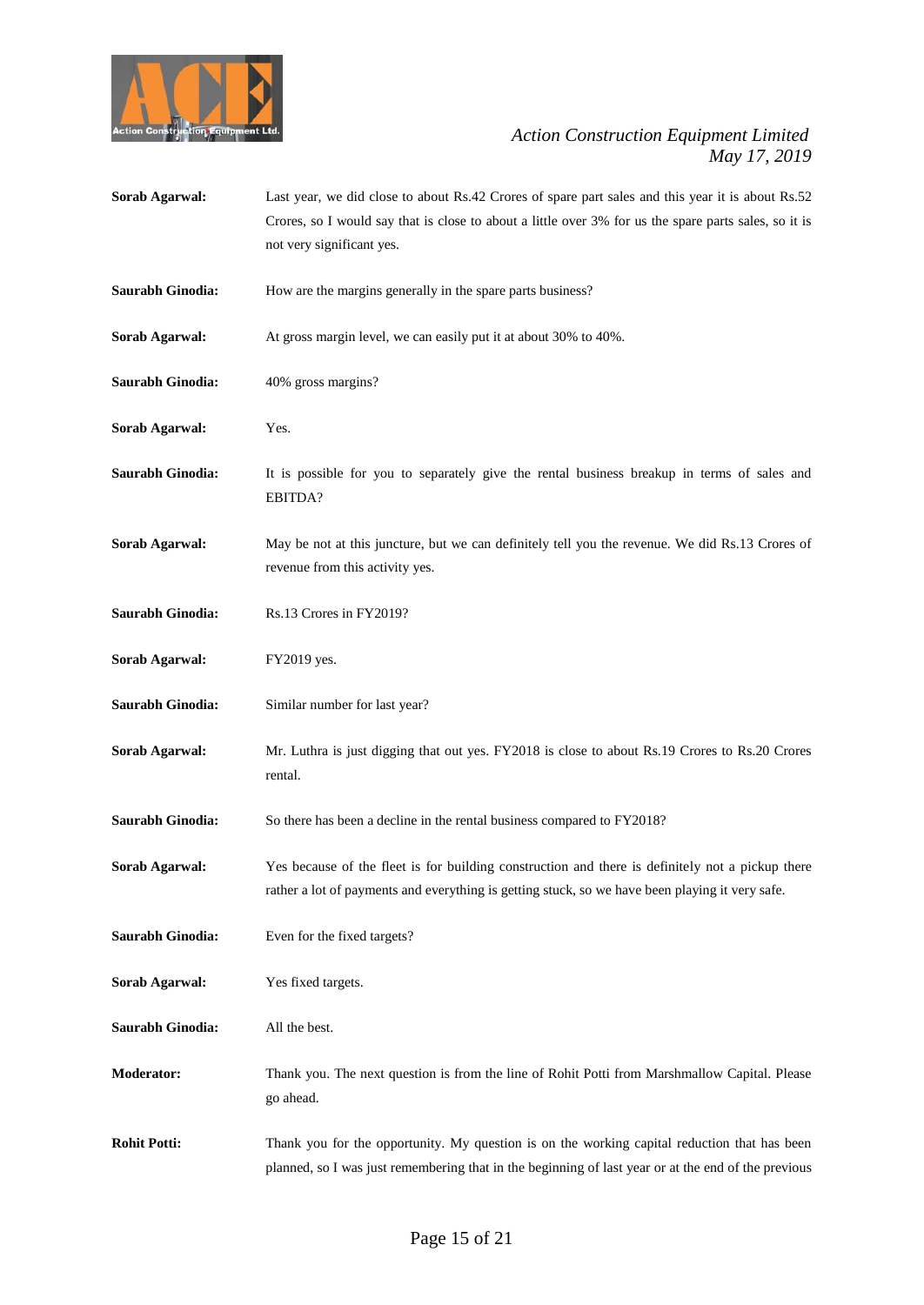**Sorab Agarwal:** Last year, we did close to about Rs.42 Crores of spare part sales and this year it is about Rs.52 Crores, so I would say that is close to about a little over 3% for us the spare parts sales, so it is not very significant yes.

**Saurabh Ginodia:** How are the margins generally in the spare parts business?

**Sorab Agarwal:** At gross margin level, we can easily put it at about 30% to 40%.

**Saurabh Ginodia:** 40% gross margins?

**Sorab Agarwal:** Yes.

**Saurabh Ginodia:** It is possible for you to separately give the rental business breakup in terms of sales and EBITDA?

**Sorab Agarwal:** May be not at this juncture, but we can definitely tell you the revenue. We did Rs.13 Crores of revenue from this activity yes.

**Saurabh Ginodia:** Rs.13 Crores in FY2019?

**Sorab Agarwal:** FY2019 yes.

**Saurabh Ginodia:** Similar number for last year?

**Sorab Agarwal:** Mr. Luthra is just digging that out yes. FY2018 is close to about Rs.19 Crores to Rs.20 Crores rental.

**Saurabh Ginodia:** So there has been a decline in the rental business compared to FY2018?

**Sorab Agarwal:** Yes because of the fleet is for building construction and there is definitely not a pickup there rather a lot of payments and everything is getting stuck, so we have been playing it very safe.

**Saurabh Ginodia:** Even for the fixed targets?

**Sorab Agarwal:** Yes fixed targets.

**Saurabh Ginodia:** All the best.

**Moderator:** Thank you. The next question is from the line of Rohit Potti from Marshmallow Capital. Please go ahead.

**Rohit Potti:** Thank you for the opportunity. My question is on the working capital reduction that has been planned, so I was just remembering that in the beginning of last year or at the end of the previous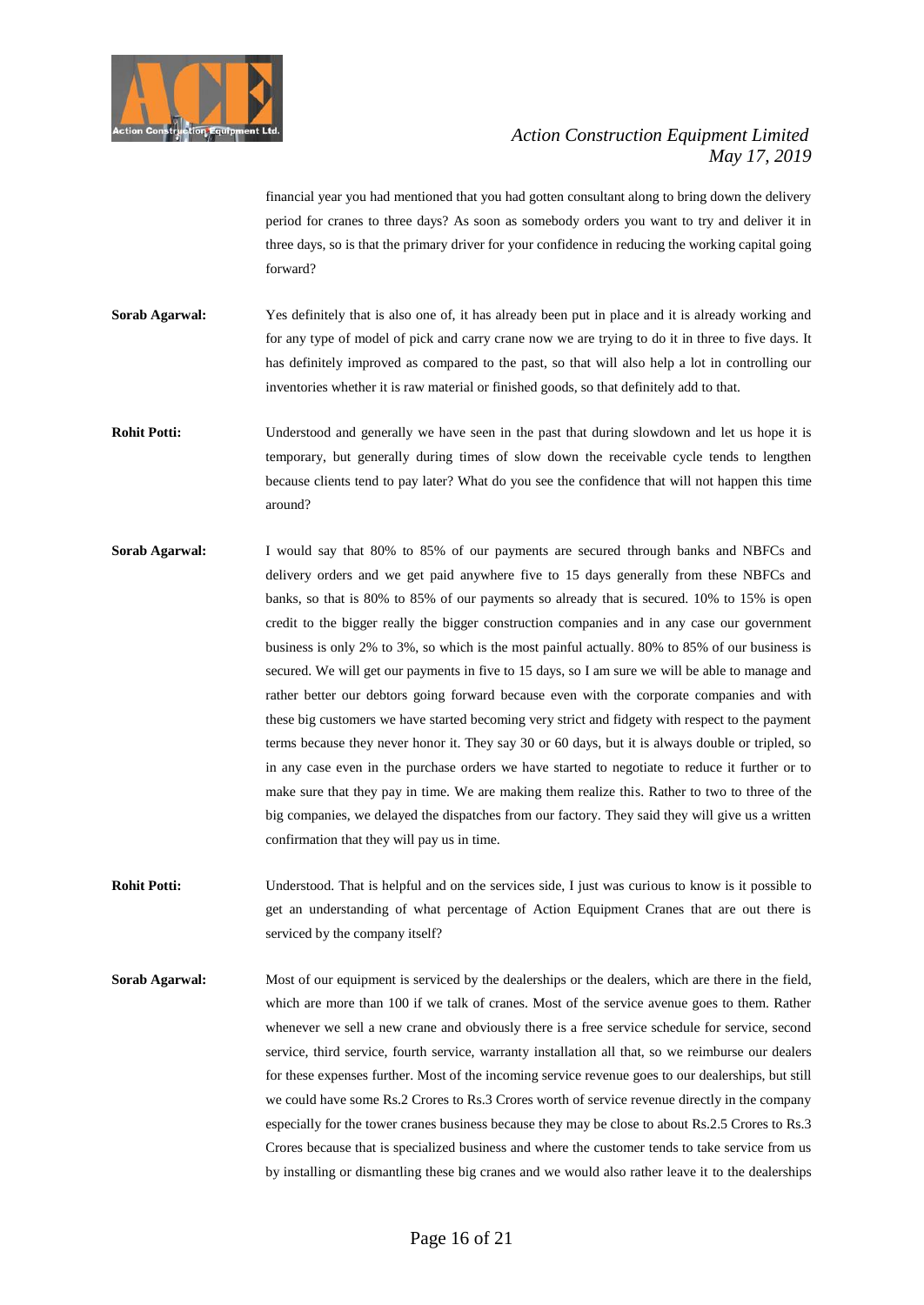financial year you had mentioned that you had gotten consultant along to bring down the delivery period for cranes to three days? As soon as somebody orders you want to try and deliver it in three days, so is that the primary driver for your confidence in reducing the working capital going forward?

**Sorab Agarwal:** Yes definitely that is also one of, it has already been put in place and it is already working and for any type of model of pick and carry crane now we are trying to do it in three to five days. It has definitely improved as compared to the past, so that will also help a lot in controlling our inventories whether it is raw material or finished goods, so that definitely add to that.

**Rohit Potti:** Understood and generally we have seen in the past that during slowdown and let us hope it is temporary, but generally during times of slow down the receivable cycle tends to lengthen because clients tend to pay later? What do you see the confidence that will not happen this time around?

**Sorab Agarwal:** I would say that 80% to 85% of our payments are secured through banks and NBFCs and delivery orders and we get paid anywhere five to 15 days generally from these NBFCs and banks, so that is 80% to 85% of our payments so already that is secured. 10% to 15% is open credit to the bigger really the bigger construction companies and in any case our government business is only 2% to 3%, so which is the most painful actually. 80% to 85% of our business is secured. We will get our payments in five to 15 days, so I am sure we will be able to manage and rather better our debtors going forward because even with the corporate companies and with these big customers we have started becoming very strict and fidgety with respect to the payment terms because they never honor it. They say 30 or 60 days, but it is always double or tripled, so in any case even in the purchase orders we have started to negotiate to reduce it further or to make sure that they pay in time. We are making them realize this. Rather to two to three of the big companies, we delayed the dispatches from our factory. They said they will give us a written confirmation that they will pay us in time.

**Rohit Potti:** Understood. That is helpful and on the services side, I just was curious to know is it possible to get an understanding of what percentage of Action Equipment Cranes that are out there is serviced by the company itself?

**Sorab Agarwal:** Most of our equipment is serviced by the dealerships or the dealers, which are there in the field, which are more than 100 if we talk of cranes. Most of the service avenue goes to them. Rather whenever we sell a new crane and obviously there is a free service schedule for service, second service, third service, fourth service, warranty installation all that, so we reimburse our dealers for these expenses further. Most of the incoming service revenue goes to our dealerships, but still we could have some Rs.2 Crores to Rs.3 Crores worth of service revenue directly in the company especially for the tower cranes business because they may be close to about Rs.2.5 Crores to Rs.3 Crores because that is specialized business and where the customer tends to take service from us by installing or dismantling these big cranes and we would also rather leave it to the dealerships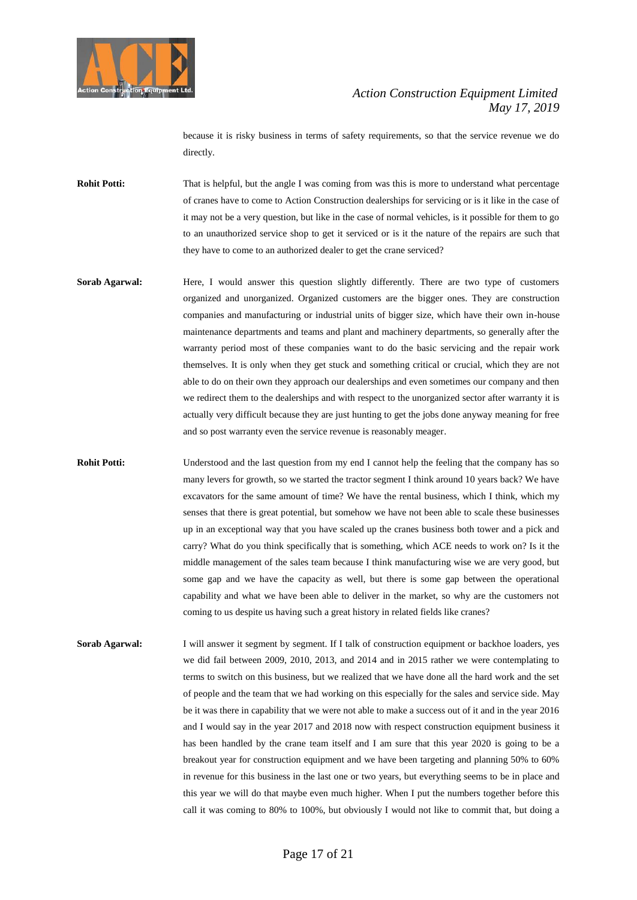because it is risky business in terms of safety requirements, so that the service revenue we do directly.

**Rohit Potti:** That is helpful, but the angle I was coming from was this is more to understand what percentage of cranes have to come to Action Construction dealerships for servicing or is it like in the case of it may not be a very question, but like in the case of normal vehicles, is it possible for them to go to an unauthorized service shop to get it serviced or is it the nature of the repairs are such that they have to come to an authorized dealer to get the crane serviced?

**Sorab Agarwal:** Here, I would answer this question slightly differently. There are two type of customers organized and unorganized. Organized customers are the bigger ones. They are construction companies and manufacturing or industrial units of bigger size, which have their own in-house maintenance departments and teams and plant and machinery departments, so generally after the warranty period most of these companies want to do the basic servicing and the repair work themselves. It is only when they get stuck and something critical or crucial, which they are not able to do on their own they approach our dealerships and even sometimes our company and then we redirect them to the dealerships and with respect to the unorganized sector after warranty it is actually very difficult because they are just hunting to get the jobs done anyway meaning for free and so post warranty even the service revenue is reasonably meager.

**Rohit Potti:** Understood and the last question from my end I cannot help the feeling that the company has so many levers for growth, so we started the tractor segment I think around 10 years back? We have excavators for the same amount of time? We have the rental business, which I think, which my senses that there is great potential, but somehow we have not been able to scale these businesses up in an exceptional way that you have scaled up the cranes business both tower and a pick and carry? What do you think specifically that is something, which ACE needs to work on? Is it the middle management of the sales team because I think manufacturing wise we are very good, but some gap and we have the capacity as well, but there is some gap between the operational capability and what we have been able to deliver in the market, so why are the customers not coming to us despite us having such a great history in related fields like cranes?

**Sorab Agarwal:** I will answer it segment by segment. If I talk of construction equipment or backhoe loaders, yes we did fail between 2009, 2010, 2013, and 2014 and in 2015 rather we were contemplating to terms to switch on this business, but we realized that we have done all the hard work and the set of people and the team that we had working on this especially for the sales and service side. May be it was there in capability that we were not able to make a success out of it and in the year 2016 and I would say in the year 2017 and 2018 now with respect construction equipment business it has been handled by the crane team itself and I am sure that this year 2020 is going to be a breakout year for construction equipment and we have been targeting and planning 50% to 60% in revenue for this business in the last one or two years, but everything seems to be in place and this year we will do that maybe even much higher. When I put the numbers together before this call it was coming to 80% to 100%, but obviously I would not like to commit that, but doing a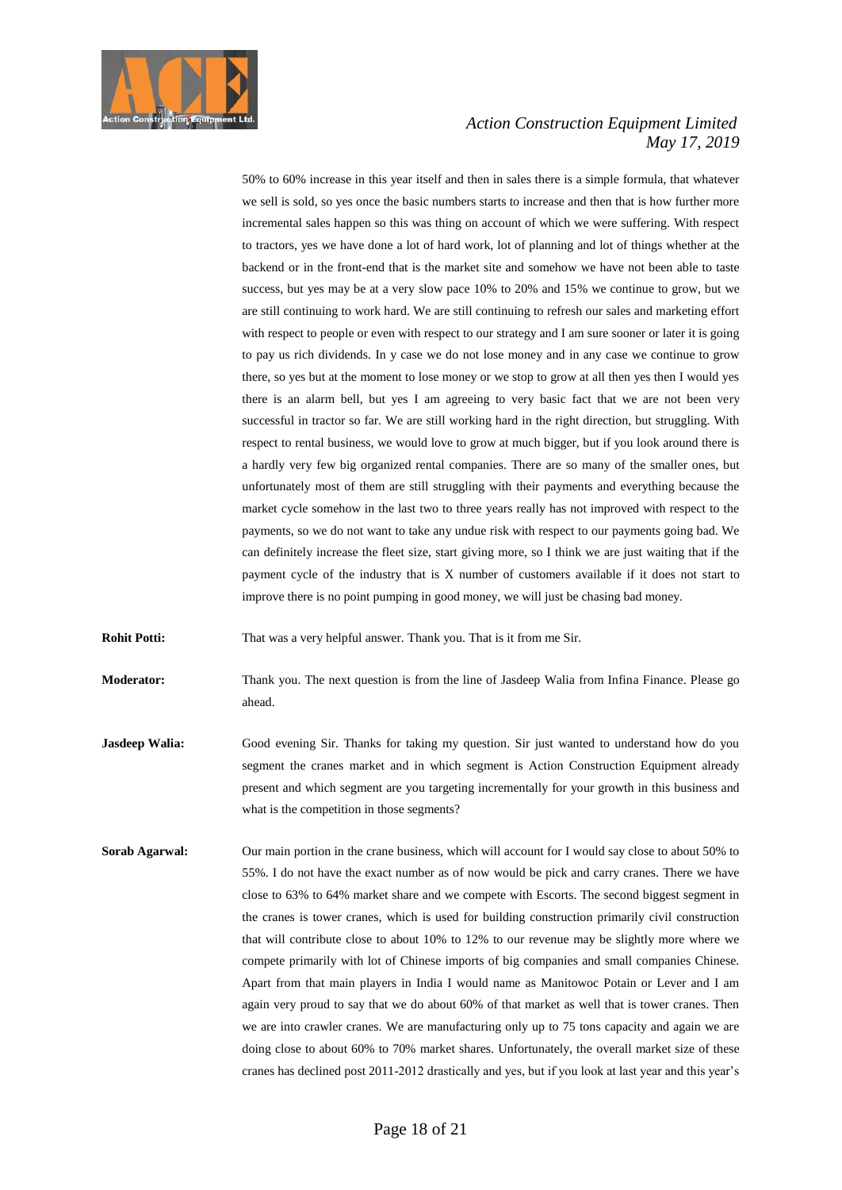50% to 60% increase in this year itself and then in sales there is a simple formula, that whatever we sell is sold, so yes once the basic numbers starts to increase and then that is how further more incremental sales happen so this was thing on account of which we were suffering. With respect to tractors, yes we have done a lot of hard work, lot of planning and lot of things whether at the backend or in the front-end that is the market site and somehow we have not been able to taste success, but yes may be at a very slow pace 10% to 20% and 15% we continue to grow, but we are still continuing to work hard. We are still continuing to refresh our sales and marketing effort with respect to people or even with respect to our strategy and I am sure sooner or later it is going to pay us rich dividends. In y case we do not lose money and in any case we continue to grow there, so yes but at the moment to lose money or we stop to grow at all then yes then I would yes there is an alarm bell, but yes I am agreeing to very basic fact that we are not been very successful in tractor so far. We are still working hard in the right direction, but struggling. With respect to rental business, we would love to grow at much bigger, but if you look around there is a hardly very few big organized rental companies. There are so many of the smaller ones, but unfortunately most of them are still struggling with their payments and everything because the market cycle somehow in the last two to three years really has not improved with respect to the payments, so we do not want to take any undue risk with respect to our payments going bad. We can definitely increase the fleet size, start giving more, so I think we are just waiting that if the payment cycle of the industry that is X number of customers available if it does not start to improve there is no point pumping in good money, we will just be chasing bad money.

**Rohit Potti:** That was a very helpful answer. Thank you. That is it from me Sir.

**Moderator:** Thank you. The next question is from the line of Jasdeep Walia from Infina Finance. Please go ahead.

**Jasdeep Walia:** Good evening Sir. Thanks for taking my question. Sir just wanted to understand how do you segment the cranes market and in which segment is Action Construction Equipment already present and which segment are you targeting incrementally for your growth in this business and what is the competition in those segments?

**Sorab Agarwal:** Our main portion in the crane business, which will account for I would say close to about 50% to 55%. I do not have the exact number as of now would be pick and carry cranes. There we have close to 63% to 64% market share and we compete with Escorts. The second biggest segment in the cranes is tower cranes, which is used for building construction primarily civil construction that will contribute close to about 10% to 12% to our revenue may be slightly more where we compete primarily with lot of Chinese imports of big companies and small companies Chinese. Apart from that main players in India I would name as Manitowoc Potain or Lever and I am again very proud to say that we do about 60% of that market as well that is tower cranes. Then we are into crawler cranes. We are manufacturing only up to 75 tons capacity and again we are doing close to about 60% to 70% market shares. Unfortunately, the overall market size of these cranes has declined post 2011-2012 drastically and yes, but if you look at last year and this year's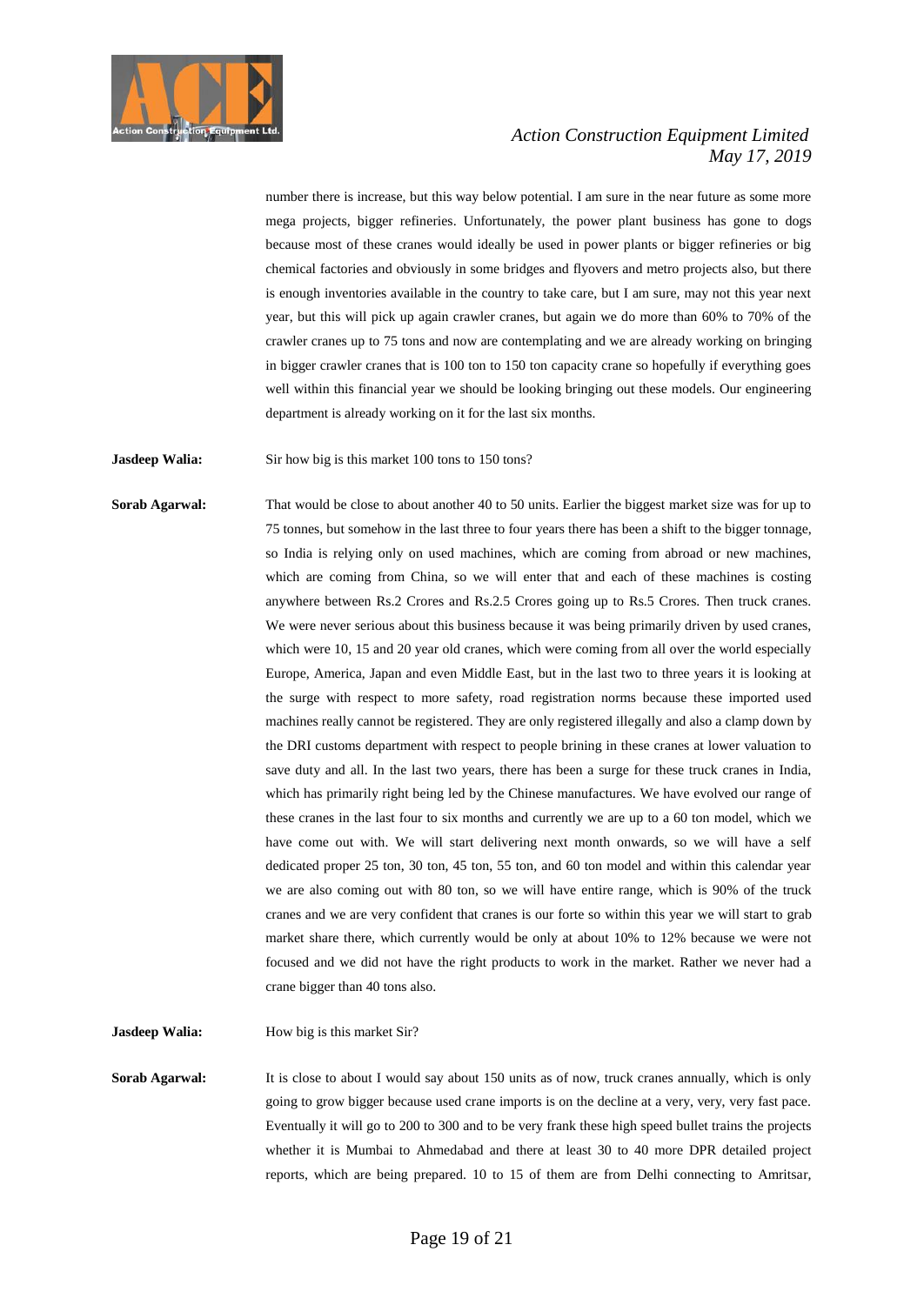number there is increase, but this way below potential. I am sure in the near future as some more mega projects, bigger refineries. Unfortunately, the power plant business has gone to dogs because most of these cranes would ideally be used in power plants or bigger refineries or big chemical factories and obviously in some bridges and flyovers and metro projects also, but there is enough inventories available in the country to take care, but I am sure, may not this year next year, but this will pick up again crawler cranes, but again we do more than 60% to 70% of the crawler cranes up to 75 tons and now are contemplating and we are already working on bringing in bigger crawler cranes that is 100 ton to 150 ton capacity crane so hopefully if everything goes well within this financial year we should be looking bringing out these models. Our engineering department is already working on it for the last six months.

**Jasdeep Walia:** Sir how big is this market 100 tons to 150 tons?

**Sorab Agarwal:** That would be close to about another 40 to 50 units. Earlier the biggest market size was for up to 75 tonnes, but somehow in the last three to four years there has been a shift to the bigger tonnage, so India is relying only on used machines, which are coming from abroad or new machines, which are coming from China, so we will enter that and each of these machines is costing anywhere between Rs.2 Crores and Rs.2.5 Crores going up to Rs.5 Crores. Then truck cranes. We were never serious about this business because it was being primarily driven by used cranes, which were 10, 15 and 20 year old cranes, which were coming from all over the world especially Europe, America, Japan and even Middle East, but in the last two to three years it is looking at the surge with respect to more safety, road registration norms because these imported used machines really cannot be registered. They are only registered illegally and also a clamp down by the DRI customs department with respect to people brining in these cranes at lower valuation to save duty and all. In the last two years, there has been a surge for these truck cranes in India, which has primarily right being led by the Chinese manufactures. We have evolved our range of these cranes in the last four to six months and currently we are up to a 60 ton model, which we have come out with. We will start delivering next month onwards, so we will have a self dedicated proper 25 ton, 30 ton, 45 ton, 55 ton, and 60 ton model and within this calendar year we are also coming out with 80 ton, so we will have entire range, which is 90% of the truck cranes and we are very confident that cranes is our forte so within this year we will start to grab market share there, which currently would be only at about 10% to 12% because we were not focused and we did not have the right products to work in the market. Rather we never had a crane bigger than 40 tons also.

**Jasdeep Walia:** How big is this market Sir?

**Sorab Agarwal:** It is close to about I would say about 150 units as of now, truck cranes annually, which is only going to grow bigger because used crane imports is on the decline at a very, very, very fast pace. Eventually it will go to 200 to 300 and to be very frank these high speed bullet trains the projects whether it is Mumbai to Ahmedabad and there at least 30 to 40 more DPR detailed project reports, which are being prepared. 10 to 15 of them are from Delhi connecting to Amritsar,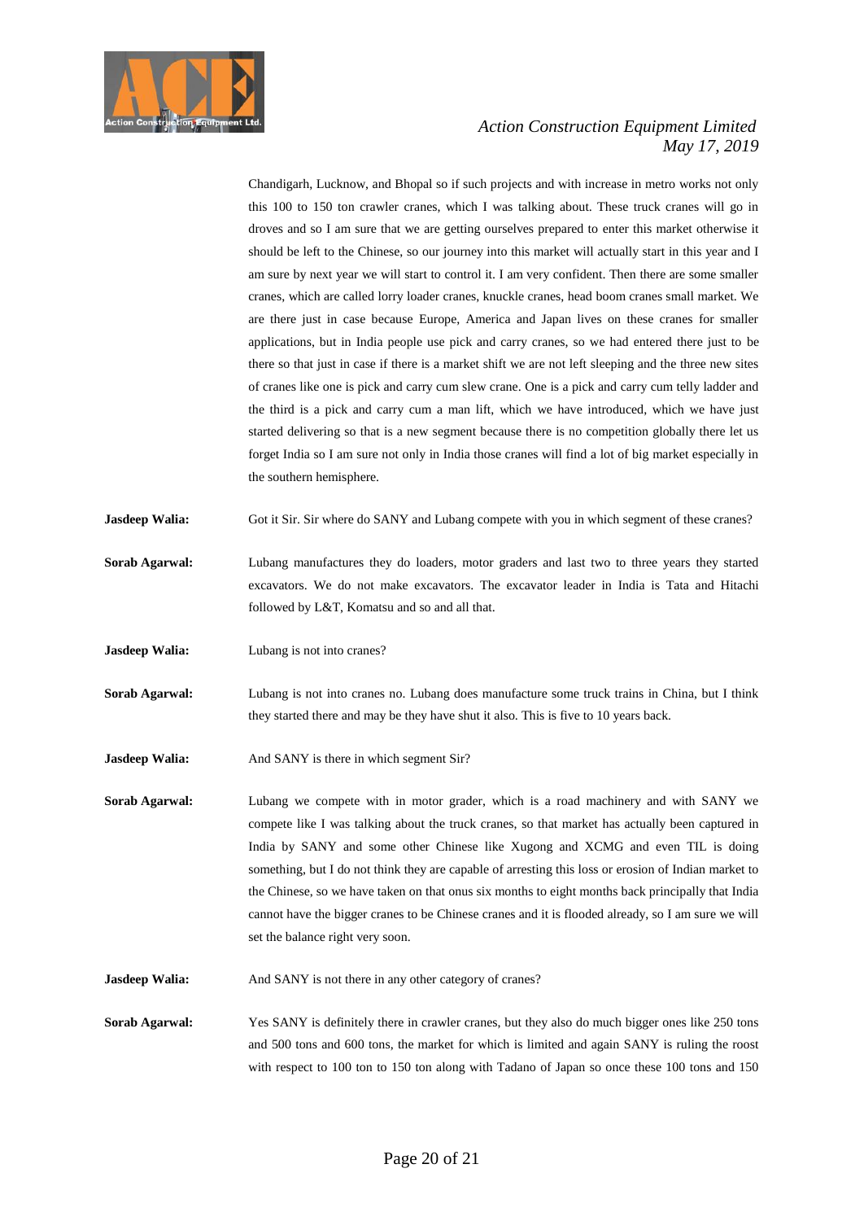Chandigarh, Lucknow, and Bhopal so if such projects and with increase in metro works not only this 100 to 150 ton crawler cranes, which I was talking about. These truck cranes will go in droves and so I am sure that we are getting ourselves prepared to enter this market otherwise it should be left to the Chinese, so our journey into this market will actually start in this year and I am sure by next year we will start to control it. I am very confident. Then there are some smaller cranes, which are called lorry loader cranes, knuckle cranes, head boom cranes small market. We are there just in case because Europe, America and Japan lives on these cranes for smaller applications, but in India people use pick and carry cranes, so we had entered there just to be there so that just in case if there is a market shift we are not left sleeping and the three new sites of cranes like one is pick and carry cum slew crane. One is a pick and carry cum telly ladder and the third is a pick and carry cum a man lift, which we have introduced, which we have just started delivering so that is a new segment because there is no competition globally there let us forget India so I am sure not only in India those cranes will find a lot of big market especially in the southern hemisphere.

**Jasdeep Walia:** Got it Sir. Sir where do SANY and Lubang compete with you in which segment of these cranes?

**Sorab Agarwal:** Lubang manufactures they do loaders, motor graders and last two to three years they started excavators. We do not make excavators. The excavator leader in India is Tata and Hitachi followed by L&T, Komatsu and so and all that.

**Jasdeep Walia:** Lubang is not into cranes?

**Sorab Agarwal:** Lubang is not into cranes no. Lubang does manufacture some truck trains in China, but I think they started there and may be they have shut it also. This is five to 10 years back.

**Jasdeep Walia:** And SANY is there in which segment Sir?

**Sorab Agarwal:** Lubang we compete with in motor grader, which is a road machinery and with SANY we compete like I was talking about the truck cranes, so that market has actually been captured in India by SANY and some other Chinese like Xugong and XCMG and even TIL is doing something, but I do not think they are capable of arresting this loss or erosion of Indian market to the Chinese, so we have taken on that onus six months to eight months back principally that India cannot have the bigger cranes to be Chinese cranes and it is flooded already, so I am sure we will set the balance right very soon.

**Jasdeep Walia:** And SANY is not there in any other category of cranes?

**Sorab Agarwal:** Yes SANY is definitely there in crawler cranes, but they also do much bigger ones like 250 tons and 500 tons and 600 tons, the market for which is limited and again SANY is ruling the roost with respect to 100 ton to 150 ton along with Tadano of Japan so once these 100 tons and 150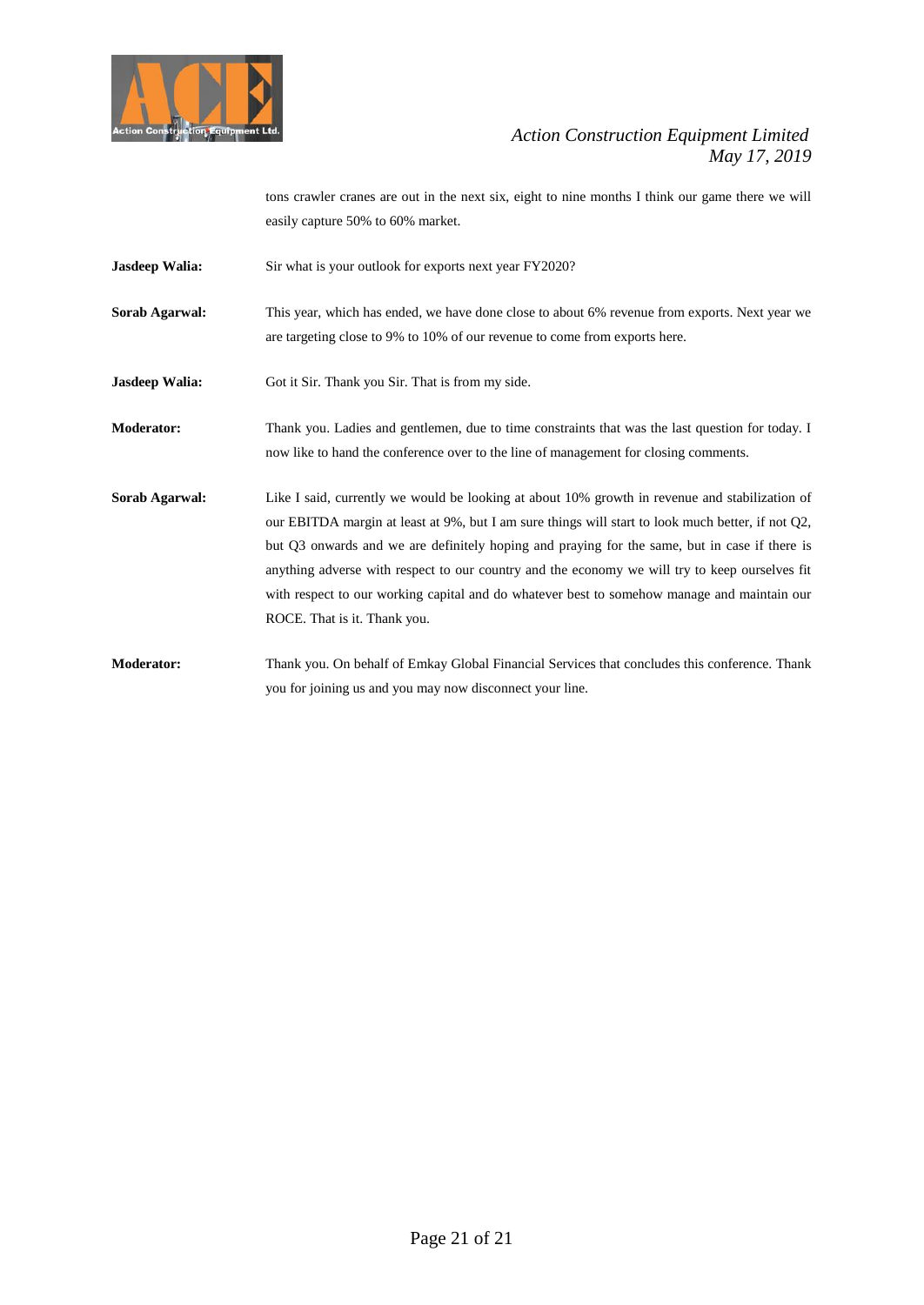tons crawler cranes are out in the next six, eight to nine months I think our game there we will easily capture 50% to 60% market.

**Jasdeep Walia:** Sir what is your outlook for exports next year FY2020?

**Sorab Agarwal:** This year, which has ended, we have done close to about 6% revenue from exports. Next year we are targeting close to 9% to 10% of our revenue to come from exports here.

**Jasdeep Walia:** Got it Sir. Thank you Sir. That is from my side.

**Moderator:** Thank you. Ladies and gentlemen, due to time constraints that was the last question for today. I now like to hand the conference over to the line of management for closing comments.

**Sorab Agarwal:** Like I said, currently we would be looking at about 10% growth in revenue and stabilization of our EBITDA margin at least at 9%, but I am sure things will start to look much better, if not Q2, but Q3 onwards and we are definitely hoping and praying for the same, but in case if there is anything adverse with respect to our country and the economy we will try to keep ourselves fit with respect to our working capital and do whatever best to somehow manage and maintain our ROCE. That is it. Thank you.

**Moderator:** Thank you. On behalf of Emkay Global Financial Services that concludes this conference. Thank you for joining us and you may now disconnect your line.